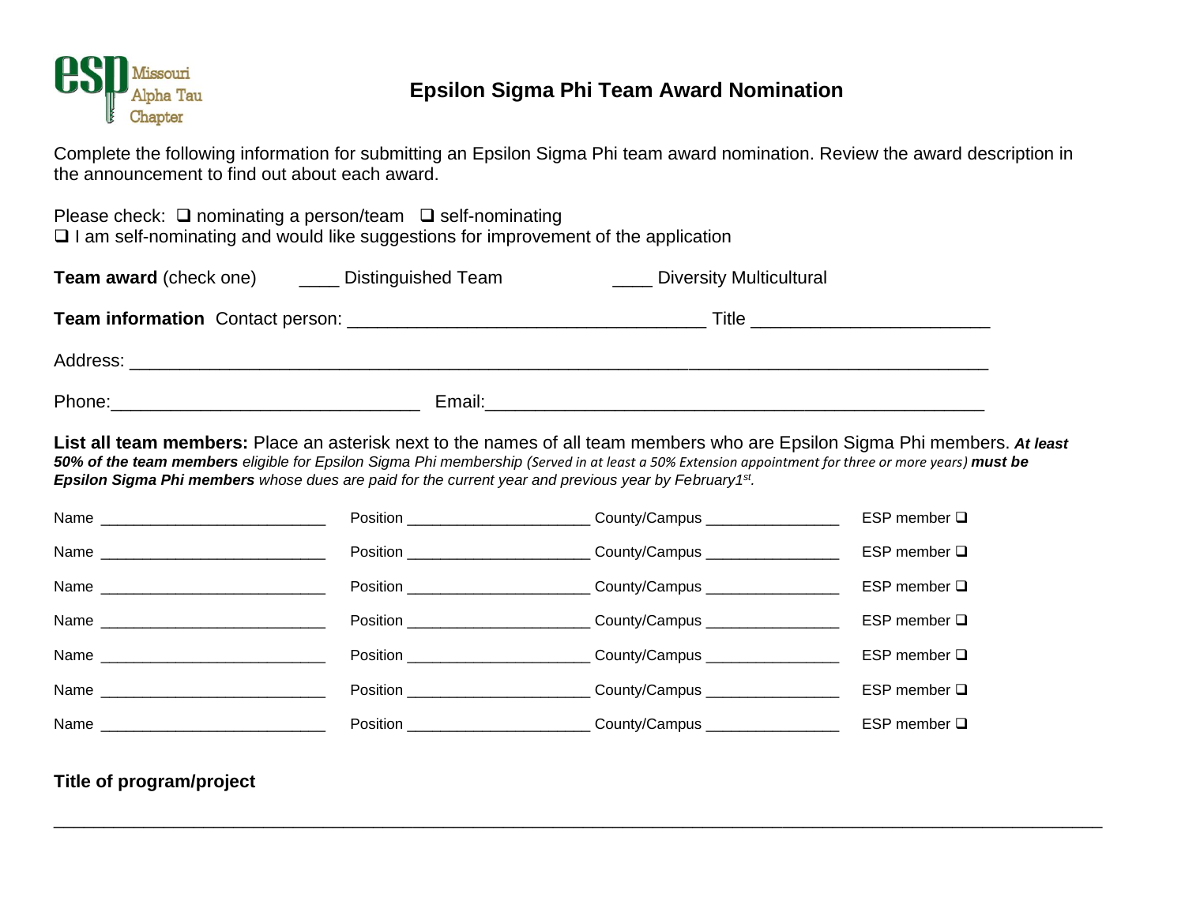Missouri Alpha Tau Chapter

# Epsilon Sigma Phi Team Award Nomination

Complete the following information for submitting an Epsilon Sigma Phi team award nomination. Review the award description in the announcement to find out about each award.

Please check: ❑ nominating a person/team ❑ self-nominating
❑ I am self-nominating and would like suggestions for improvement of the application

**Team award** (check one) ____ Distinguished Team ____ Diversity Multicultural

**Team information** Contact person: ___________________________________ Title _______________________

Address: ___________________________________________________________________________________

Phone:______________________________ Email:_________________________________________________

**List all team members:** Place an asterisk next to the names of all team members who are Epsilon Sigma Phi members. ***At least 50% of the team members*** *eligible for Epsilon Sigma Phi membership (Served in at least a 50% Extension appointment for three or more years)* ***must be Epsilon Sigma Phi members*** *whose dues are paid for the current year and previous year by February1st.*

Name ___________________________ Position ______________________ County/Campus ________________ ESP member ❑

Name ___________________________ Position ______________________ County/Campus ________________ ESP member ❑

Name ___________________________ Position ______________________ County/Campus ________________ ESP member ❑

Name ___________________________ Position ______________________ County/Campus ________________ ESP member ❑

Name ___________________________ Position ______________________ County/Campus ________________ ESP member ❑

Name ___________________________ Position ______________________ County/Campus ________________ ESP member ❑

Name ___________________________ Position ______________________ County/Campus ________________ ESP member ❑

**Title of program/project**

____________________________________________________________________________________________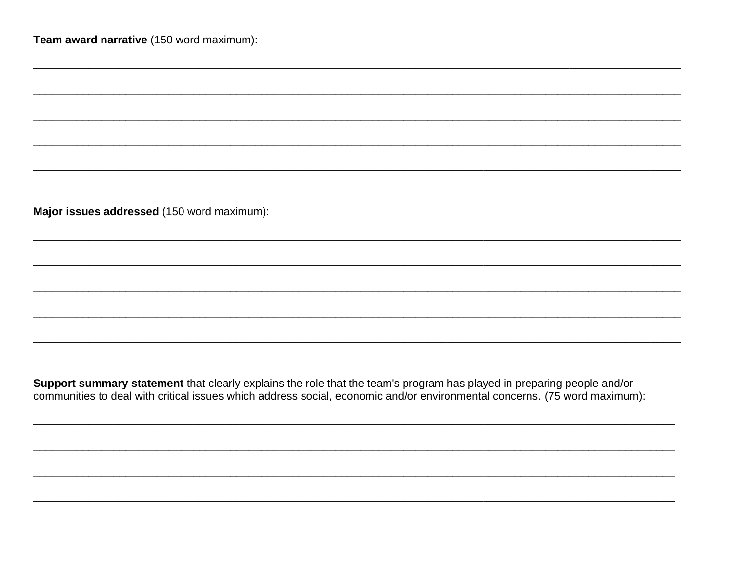**Team award narrative** (150 word maximum):

______________________________________________________________________________________________

______________________________________________________________________________________________

______________________________________________________________________________________________

______________________________________________________________________________________________

______________________________________________________________________________________________

**Major issues addressed** (150 word maximum):

______________________________________________________________________________________________

______________________________________________________________________________________________

______________________________________________________________________________________________

______________________________________________________________________________________________

______________________________________________________________________________________________

**Support summary statement** that clearly explains the role that the team's program has played in preparing people and/or communities to deal with critical issues which address social, economic and/or environmental concerns. (75 word maximum):

______________________________________________________________________________________________

______________________________________________________________________________________________

______________________________________________________________________________________________

______________________________________________________________________________________________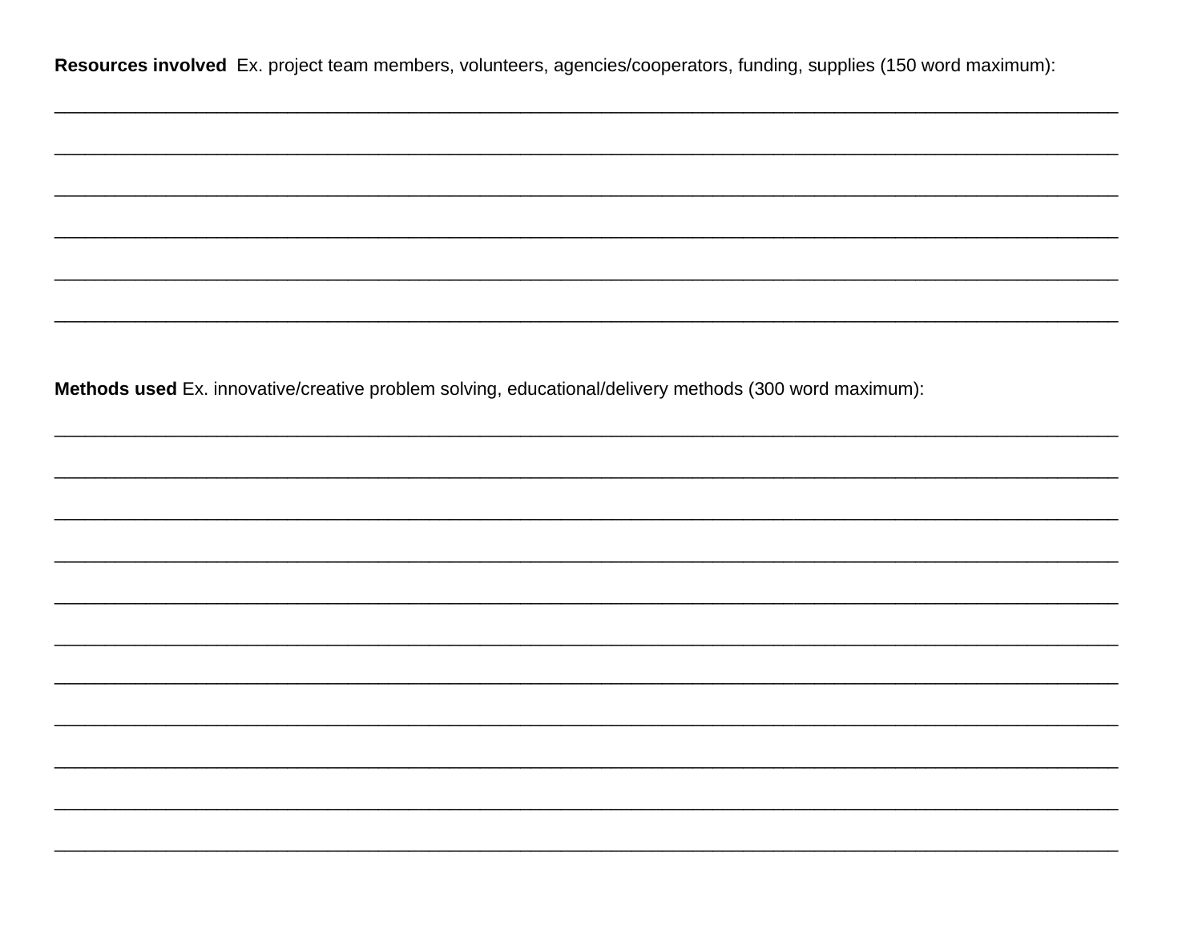**Resources involved** Ex. project team members, volunteers, agencies/cooperators, funding, supplies (150 word maximum):

\_\_\_\_\_\_\_\_\_\_\_\_\_\_\_\_\_\_\_\_\_\_\_\_\_\_\_\_\_\_\_\_\_\_\_\_\_\_\_\_\_\_\_\_\_\_\_\_\_\_\_\_\_\_\_\_\_\_\_\_\_\_\_\_\_\_\_\_\_\_\_\_\_\_\_\_\_\_

\_\_\_\_\_\_\_\_\_\_\_\_\_\_\_\_\_\_\_\_\_\_\_\_\_\_\_\_\_\_\_\_\_\_\_\_\_\_\_\_\_\_\_\_\_\_\_\_\_\_\_\_\_\_\_\_\_\_\_\_\_\_\_\_\_\_\_\_\_\_\_\_\_\_\_\_\_\_

\_\_\_\_\_\_\_\_\_\_\_\_\_\_\_\_\_\_\_\_\_\_\_\_\_\_\_\_\_\_\_\_\_\_\_\_\_\_\_\_\_\_\_\_\_\_\_\_\_\_\_\_\_\_\_\_\_\_\_\_\_\_\_\_\_\_\_\_\_\_\_\_\_\_\_\_\_\_

\_\_\_\_\_\_\_\_\_\_\_\_\_\_\_\_\_\_\_\_\_\_\_\_\_\_\_\_\_\_\_\_\_\_\_\_\_\_\_\_\_\_\_\_\_\_\_\_\_\_\_\_\_\_\_\_\_\_\_\_\_\_\_\_\_\_\_\_\_\_\_\_\_\_\_\_\_\_

\_\_\_\_\_\_\_\_\_\_\_\_\_\_\_\_\_\_\_\_\_\_\_\_\_\_\_\_\_\_\_\_\_\_\_\_\_\_\_\_\_\_\_\_\_\_\_\_\_\_\_\_\_\_\_\_\_\_\_\_\_\_\_\_\_\_\_\_\_\_\_\_\_\_\_\_\_\_

\_\_\_\_\_\_\_\_\_\_\_\_\_\_\_\_\_\_\_\_\_\_\_\_\_\_\_\_\_\_\_\_\_\_\_\_\_\_\_\_\_\_\_\_\_\_\_\_\_\_\_\_\_\_\_\_\_\_\_\_\_\_\_\_\_\_\_\_\_\_\_\_\_\_\_\_\_\_

**Methods used** Ex. innovative/creative problem solving, educational/delivery methods (300 word maximum):

\_\_\_\_\_\_\_\_\_\_\_\_\_\_\_\_\_\_\_\_\_\_\_\_\_\_\_\_\_\_\_\_\_\_\_\_\_\_\_\_\_\_\_\_\_\_\_\_\_\_\_\_\_\_\_\_\_\_\_\_\_\_\_\_\_\_\_\_\_\_\_\_\_\_\_\_\_\_

\_\_\_\_\_\_\_\_\_\_\_\_\_\_\_\_\_\_\_\_\_\_\_\_\_\_\_\_\_\_\_\_\_\_\_\_\_\_\_\_\_\_\_\_\_\_\_\_\_\_\_\_\_\_\_\_\_\_\_\_\_\_\_\_\_\_\_\_\_\_\_\_\_\_\_\_\_\_

\_\_\_\_\_\_\_\_\_\_\_\_\_\_\_\_\_\_\_\_\_\_\_\_\_\_\_\_\_\_\_\_\_\_\_\_\_\_\_\_\_\_\_\_\_\_\_\_\_\_\_\_\_\_\_\_\_\_\_\_\_\_\_\_\_\_\_\_\_\_\_\_\_\_\_\_\_\_

\_\_\_\_\_\_\_\_\_\_\_\_\_\_\_\_\_\_\_\_\_\_\_\_\_\_\_\_\_\_\_\_\_\_\_\_\_\_\_\_\_\_\_\_\_\_\_\_\_\_\_\_\_\_\_\_\_\_\_\_\_\_\_\_\_\_\_\_\_\_\_\_\_\_\_\_\_\_

\_\_\_\_\_\_\_\_\_\_\_\_\_\_\_\_\_\_\_\_\_\_\_\_\_\_\_\_\_\_\_\_\_\_\_\_\_\_\_\_\_\_\_\_\_\_\_\_\_\_\_\_\_\_\_\_\_\_\_\_\_\_\_\_\_\_\_\_\_\_\_\_\_\_\_\_\_\_

\_\_\_\_\_\_\_\_\_\_\_\_\_\_\_\_\_\_\_\_\_\_\_\_\_\_\_\_\_\_\_\_\_\_\_\_\_\_\_\_\_\_\_\_\_\_\_\_\_\_\_\_\_\_\_\_\_\_\_\_\_\_\_\_\_\_\_\_\_\_\_\_\_\_\_\_\_\_

\_\_\_\_\_\_\_\_\_\_\_\_\_\_\_\_\_\_\_\_\_\_\_\_\_\_\_\_\_\_\_\_\_\_\_\_\_\_\_\_\_\_\_\_\_\_\_\_\_\_\_\_\_\_\_\_\_\_\_\_\_\_\_\_\_\_\_\_\_\_\_\_\_\_\_\_\_\_

\_\_\_\_\_\_\_\_\_\_\_\_\_\_\_\_\_\_\_\_\_\_\_\_\_\_\_\_\_\_\_\_\_\_\_\_\_\_\_\_\_\_\_\_\_\_\_\_\_\_\_\_\_\_\_\_\_\_\_\_\_\_\_\_\_\_\_\_\_\_\_\_\_\_\_\_\_\_

\_\_\_\_\_\_\_\_\_\_\_\_\_\_\_\_\_\_\_\_\_\_\_\_\_\_\_\_\_\_\_\_\_\_\_\_\_\_\_\_\_\_\_\_\_\_\_\_\_\_\_\_\_\_\_\_\_\_\_\_\_\_\_\_\_\_\_\_\_\_\_\_\_\_\_\_\_\_

\_\_\_\_\_\_\_\_\_\_\_\_\_\_\_\_\_\_\_\_\_\_\_\_\_\_\_\_\_\_\_\_\_\_\_\_\_\_\_\_\_\_\_\_\_\_\_\_\_\_\_\_\_\_\_\_\_\_\_\_\_\_\_\_\_\_\_\_\_\_\_\_\_\_\_\_\_\_

\_\_\_\_\_\_\_\_\_\_\_\_\_\_\_\_\_\_\_\_\_\_\_\_\_\_\_\_\_\_\_\_\_\_\_\_\_\_\_\_\_\_\_\_\_\_\_\_\_\_\_\_\_\_\_\_\_\_\_\_\_\_\_\_\_\_\_\_\_\_\_\_\_\_\_\_\_\_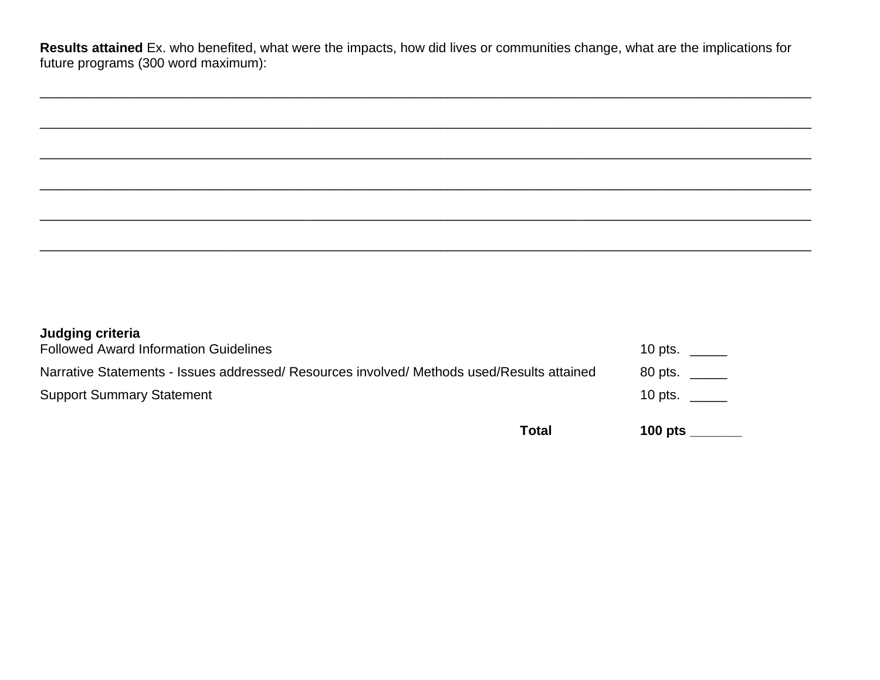**Results attained** Ex. who benefited, what were the impacts, how did lives or communities change, what are the implications for future programs (300 word maximum):

____________________________________________________________________________________________________

____________________________________________________________________________________________________

____________________________________________________________________________________________________

____________________________________________________________________________________________________

____________________________________________________________________________________________________

____________________________________________________________________________________________________

**Judging criteria**

| | | |
|---|---|---|
| Followed Award Information Guidelines | 10 pts. | _____ |
| Narrative Statements - Issues addressed/ Resources involved/ Methods used/Results attained | 80 pts. | _____ |
| Support Summary Statement | 10 pts. | _____ |
| **Total** | **100 pts** | _______ |